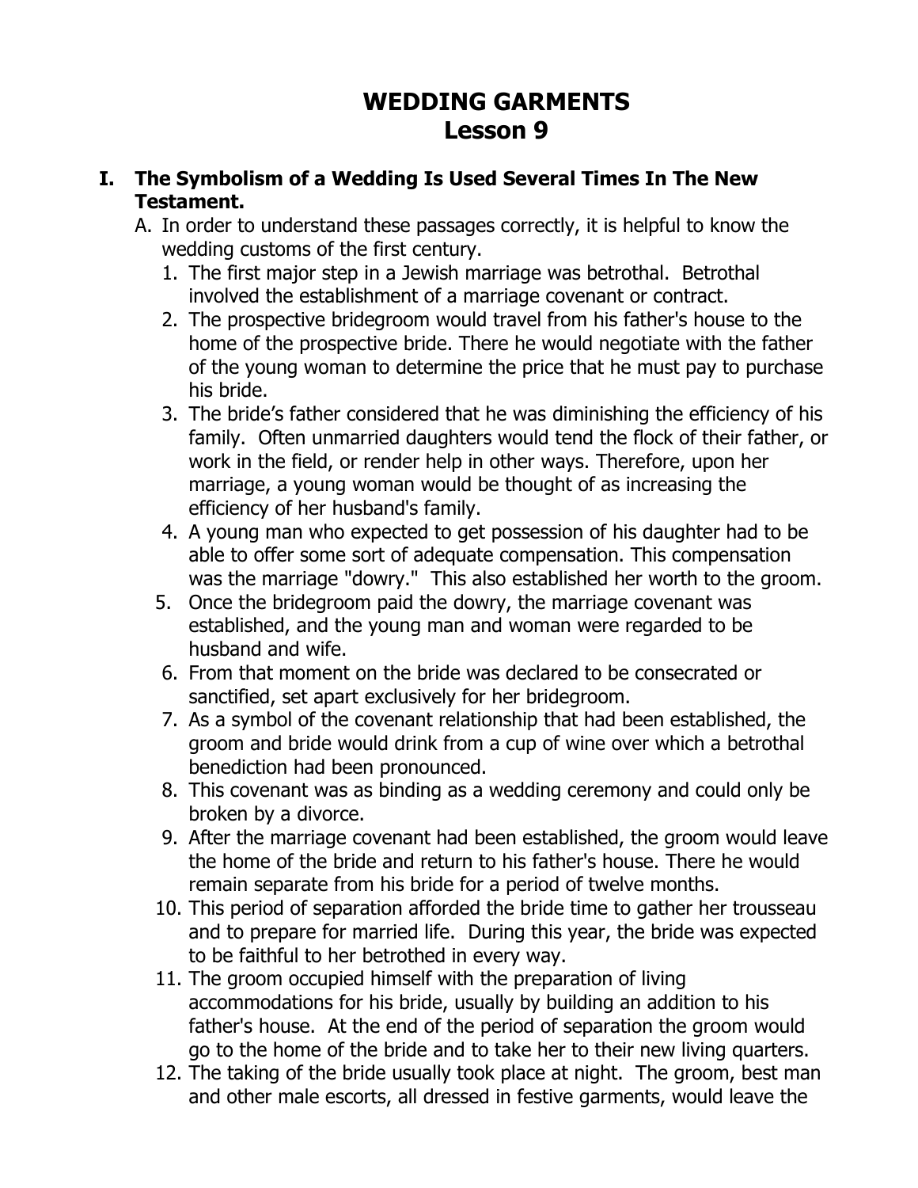# WEDDING GARMENTS
# Lesson 9

## I. The Symbolism of a Wedding Is Used Several Times In The New Testament.

A. In order to understand these passages correctly, it is helpful to know the wedding customs of the first century.

1. The first major step in a Jewish marriage was betrothal. Betrothal involved the establishment of a marriage covenant or contract.
2. The prospective bridegroom would travel from his father's house to the home of the prospective bride. There he would negotiate with the father of the young woman to determine the price that he must pay to purchase his bride.
3. The bride's father considered that he was diminishing the efficiency of his family. Often unmarried daughters would tend the flock of their father, or work in the field, or render help in other ways. Therefore, upon her marriage, a young woman would be thought of as increasing the efficiency of her husband's family.
4. A young man who expected to get possession of his daughter had to be able to offer some sort of adequate compensation. This compensation was the marriage "dowry." This also established her worth to the groom.
5. Once the bridegroom paid the dowry, the marriage covenant was established, and the young man and woman were regarded to be husband and wife.
6. From that moment on the bride was declared to be consecrated or sanctified, set apart exclusively for her bridegroom.
7. As a symbol of the covenant relationship that had been established, the groom and bride would drink from a cup of wine over which a betrothal benediction had been pronounced.
8. This covenant was as binding as a wedding ceremony and could only be broken by a divorce.
9. After the marriage covenant had been established, the groom would leave the home of the bride and return to his father's house. There he would remain separate from his bride for a period of twelve months.
10. This period of separation afforded the bride time to gather her trousseau and to prepare for married life. During this year, the bride was expected to be faithful to her betrothed in every way.
11. The groom occupied himself with the preparation of living accommodations for his bride, usually by building an addition to his father's house. At the end of the period of separation the groom would go to the home of the bride and to take her to their new living quarters.
12. The taking of the bride usually took place at night. The groom, best man and other male escorts, all dressed in festive garments, would leave the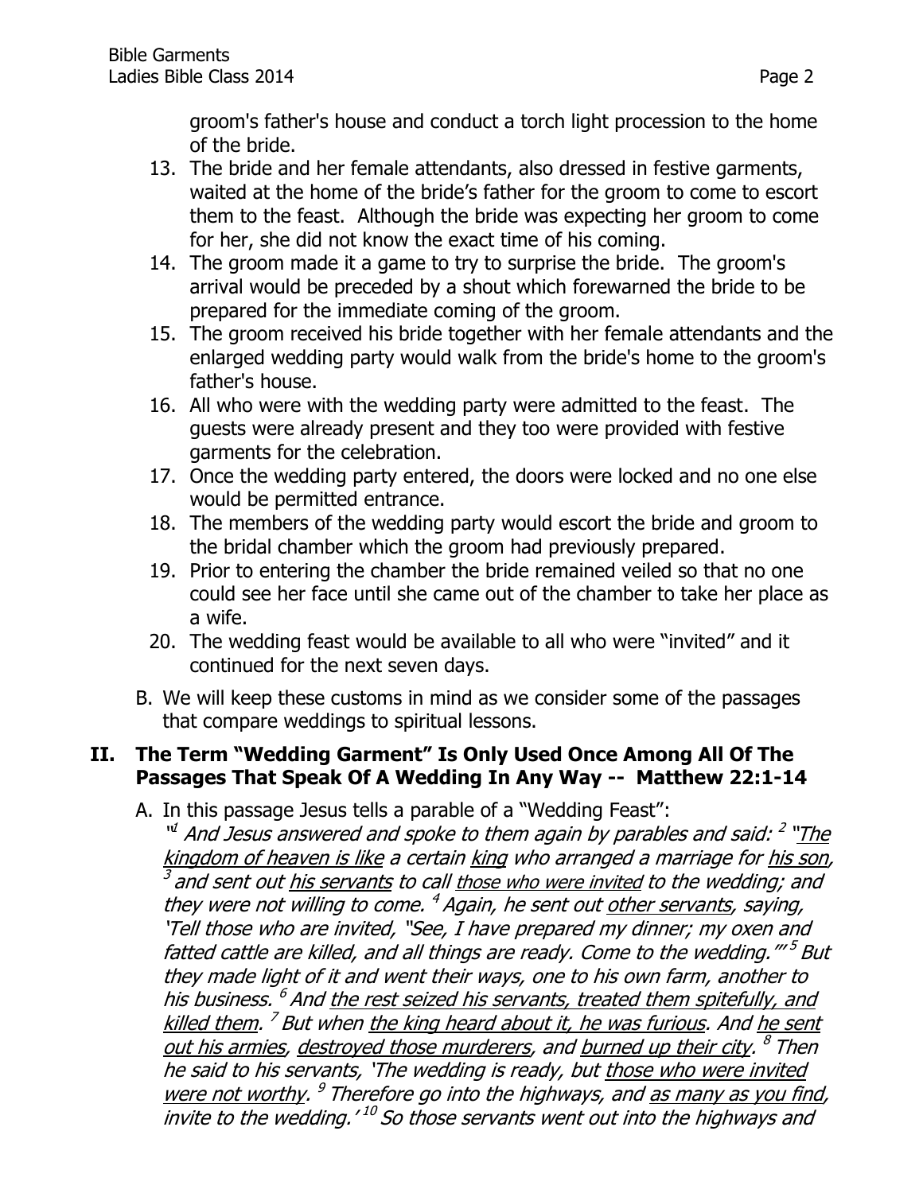groom's father's house and conduct a torch light procession to the home of the bride.

13. The bride and her female attendants, also dressed in festive garments, waited at the home of the bride's father for the groom to come to escort them to the feast. Although the bride was expecting her groom to come for her, she did not know the exact time of his coming.
14. The groom made it a game to try to surprise the bride. The groom's arrival would be preceded by a shout which forewarned the bride to be prepared for the immediate coming of the groom.
15. The groom received his bride together with her female attendants and the enlarged wedding party would walk from the bride's home to the groom's father's house.
16. All who were with the wedding party were admitted to the feast. The guests were already present and they too were provided with festive garments for the celebration.
17. Once the wedding party entered, the doors were locked and no one else would be permitted entrance.
18. The members of the wedding party would escort the bride and groom to the bridal chamber which the groom had previously prepared.
19. Prior to entering the chamber the bride remained veiled so that no one could see her face until she came out of the chamber to take her place as a wife.
20. The wedding feast would be available to all who were "invited" and it continued for the next seven days.

B. We will keep these customs in mind as we consider some of the passages that compare weddings to spiritual lessons.

## II. The Term "Wedding Garment" Is Only Used Once Among All Of The Passages That Speak Of A Wedding In Any Way -- Matthew 22:1-14

A. In this passage Jesus tells a parable of a "Wedding Feast":

"[1] *And Jesus answered and spoke to them again by parables and said:* [2] *"The kingdom of heaven is like a certain king who arranged a marriage for his son,* [3] *and sent out his servants to call those who were invited to the wedding; and they were not willing to come.* [4] *Again, he sent out other servants, saying, 'Tell those who are invited, "See, I have prepared my dinner; my oxen and fatted cattle are killed, and all things are ready. Come to the wedding."'* [5] *But they made light of it and went their ways, one to his own farm, another to his business.* [6] *And the rest seized his servants, treated them spitefully, and killed them.* [7] *But when the king heard about it, he was furious. And he sent out his armies, destroyed those murderers, and burned up their city.* [8] *Then he said to his servants, 'The wedding is ready, but those who were invited were not worthy.* [9] *Therefore go into the highways, and as many as you find, invite to the wedding.'* [10] *So those servants went out into the highways and*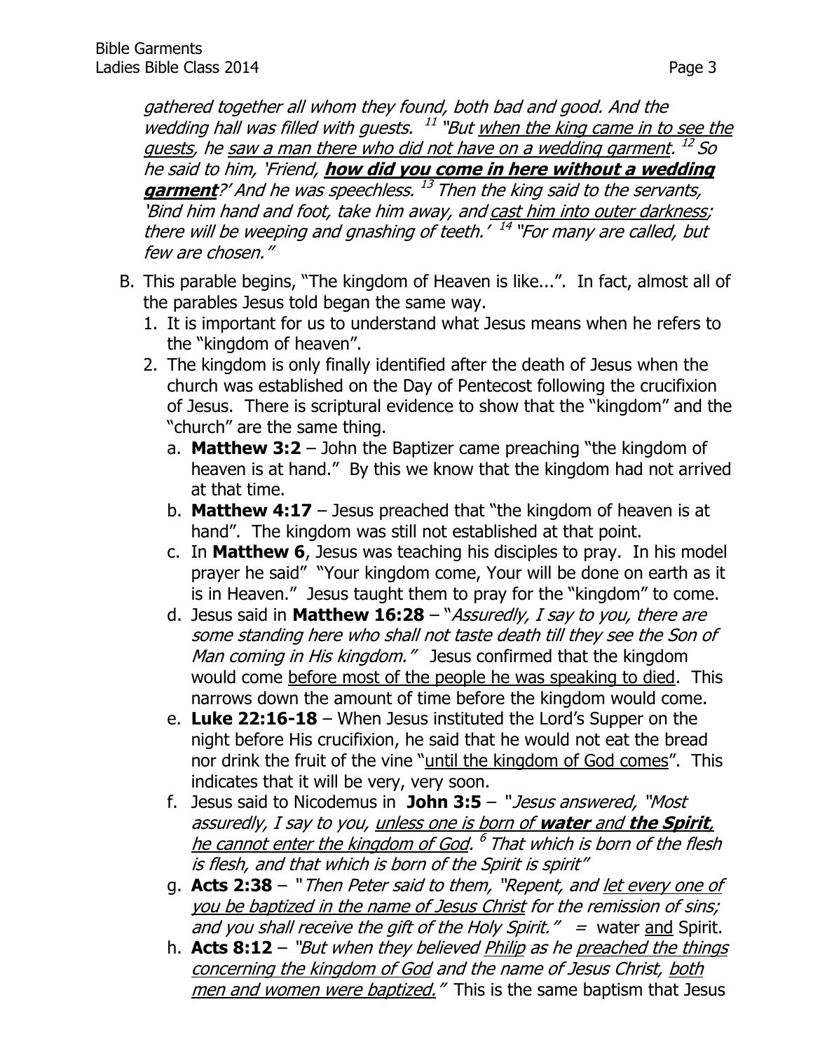*gathered together all whom they found, both bad and good. And the wedding hall was filled with guests.* [11] *"But when the king came in to see the guests, he saw a man there who did not have on a wedding garment.* [12] *So he said to him, 'Friend, **how did you come in here without a wedding garment**?' And he was speechless.* [13] *Then the king said to the servants, 'Bind him hand and foot, take him away, and cast him into outer darkness; there will be weeping and gnashing of teeth.'* [14] *"For many are called, but few are chosen."*

B. This parable begins, "The kingdom of Heaven is like...". In fact, almost all of the parables Jesus told began the same way.
   1. It is important for us to understand what Jesus means when he refers to the "kingdom of heaven".
   2. The kingdom is only finally identified after the death of Jesus when the church was established on the Day of Pentecost following the crucifixion of Jesus. There is scriptural evidence to show that the "kingdom" and the "church" are the same thing.
      a. **Matthew 3:2** – John the Baptizer came preaching "the kingdom of heaven is at hand." By this we know that the kingdom had not arrived at that time.
      b. **Matthew 4:17** – Jesus preached that "the kingdom of heaven is at hand". The kingdom was still not established at that point.
      c. In **Matthew 6**, Jesus was teaching his disciples to pray. In his model prayer he said" "Your kingdom come, Your will be done on earth as it is in Heaven." Jesus taught them to pray for the "kingdom" to come.
      d. Jesus said in **Matthew 16:28** – "*Assuredly, I say to you, there are some standing here who shall not taste death till they see the Son of Man coming in His kingdom."* Jesus confirmed that the kingdom would come <u>before most of the people he was speaking to died</u>. This narrows down the amount of time before the kingdom would come.
      e. **Luke 22:16-18** – When Jesus instituted the Lord's Supper on the night before His crucifixion, he said that he would not eat the bread nor drink the fruit of the vine "<u>until the kingdom of God comes</u>". This indicates that it will be very, very soon.
      f. Jesus said to Nicodemus in **John 3:5** – "*Jesus answered, "Most assuredly, I say to you, <u>unless one is born of **water** and **the Spirit**, he cannot enter the kingdom of God</u>.* [6] *That which is born of the flesh is flesh, and that which is born of the Spirit is spirit"*
      g. **Acts 2:38** – "*Then Peter said to them, "Repent, and <u>let every one of you be baptized in the name of Jesus Christ</u> for the remission of sins; and you shall receive the gift of the Holy Spirit."* = water <u>and</u> Spirit.
      h. **Acts 8:12** – *"But when they believed <u>Philip</u> as he <u>preached the things concerning the kingdom of God</u> and the name of Jesus Christ, <u>both men and women were baptized.</u>"* This is the same baptism that Jesus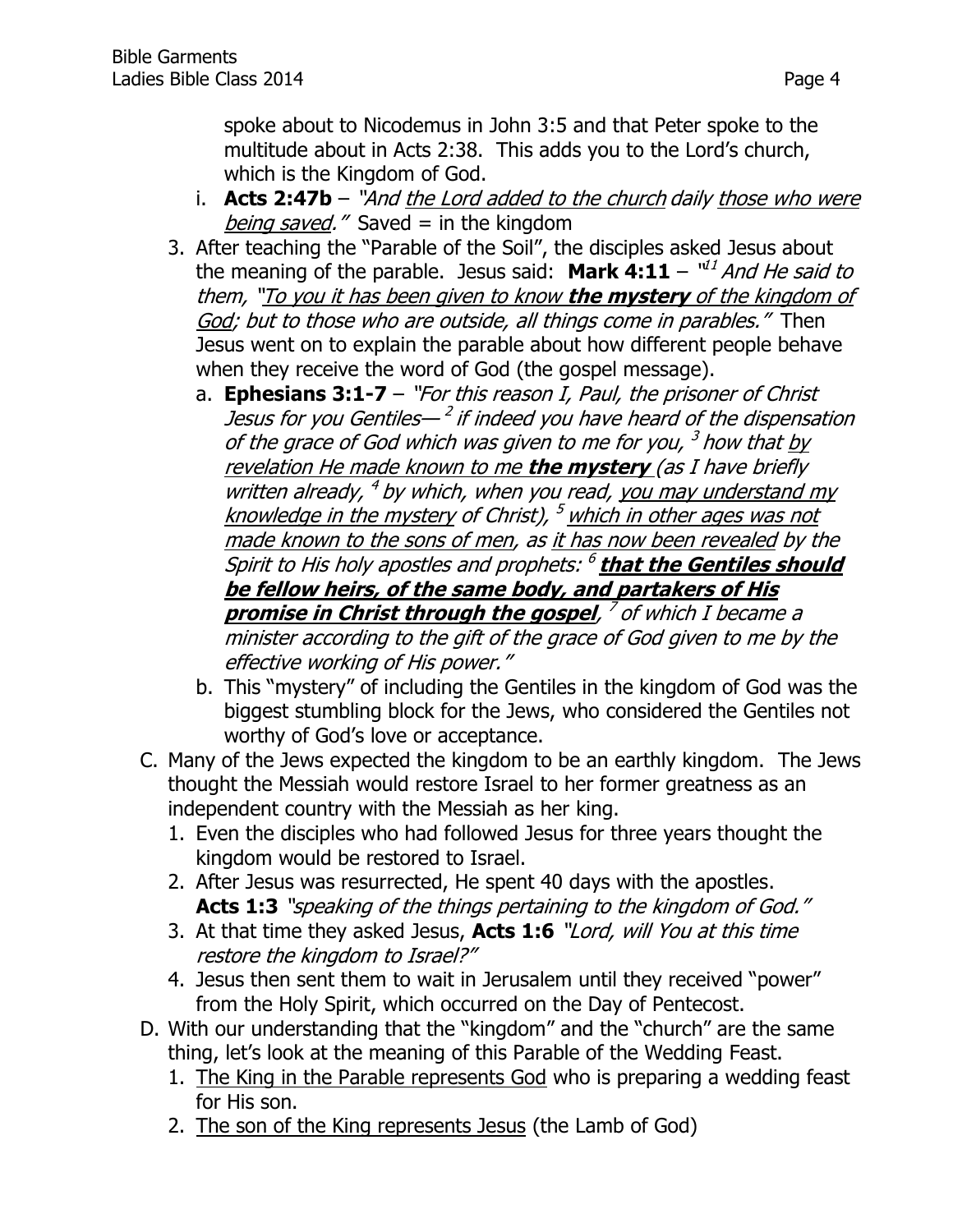spoke about to Nicodemus in John 3:5 and that Peter spoke to the multitude about in Acts 2:38. This adds you to the Lord's church, which is the Kingdom of God.

i. **Acts 2:47b** – *"And <u>the Lord added to the church</u> daily <u>those who were being saved</u>."* Saved = in the kingdom

3. After teaching the "Parable of the Soil", the disciples asked Jesus about the meaning of the parable. Jesus said: **Mark 4:11** – *"[11] And He said to them, "<u>To you it has been given to know **the mystery** of the kingdom of God</u>; but to those who are outside, all things come in parables."* Then Jesus went on to explain the parable about how different people behave when they receive the word of God (the gospel message).
   a. **Ephesians 3:1-7** – *"For this reason I, Paul, the prisoner of Christ Jesus for you Gentiles— [2] if indeed you have heard of the dispensation of the grace of God which was given to me for you, [3] how that <u>by revelation He made known to me **the mystery**</u> (as I have briefly written already, [4] by which, when you read, <u>you may understand my knowledge in the mystery</u> of Christ), [5] <u>which in other ages was not made known to the sons of men</u>, as <u>it has now been revealed</u> by the Spirit to His holy apostles and prophets: [6] <u>**that the Gentiles should be fellow heirs, of the same body, and partakers of His promise in Christ through the gospel**</u>, [7] of which I became a minister according to the gift of the grace of God given to me by the effective working of His power."*
   b. This "mystery" of including the Gentiles in the kingdom of God was the biggest stumbling block for the Jews, who considered the Gentiles not worthy of God's love or acceptance.

C. Many of the Jews expected the kingdom to be an earthly kingdom. The Jews thought the Messiah would restore Israel to her former greatness as an independent country with the Messiah as her king.
   1. Even the disciples who had followed Jesus for three years thought the kingdom would be restored to Israel.
   2. After Jesus was resurrected, He spent 40 days with the apostles. **Acts 1:3** *"speaking of the things pertaining to the kingdom of God."*
   3. At that time they asked Jesus, **Acts 1:6** *"Lord, will You at this time restore the kingdom to Israel?"*
   4. Jesus then sent them to wait in Jerusalem until they received "power" from the Holy Spirit, which occurred on the Day of Pentecost.

D. With our understanding that the "kingdom" and the "church" are the same thing, let's look at the meaning of this Parable of the Wedding Feast.
   1. <u>The King in the Parable represents God</u> who is preparing a wedding feast for His son.
   2. <u>The son of the King represents Jesus</u> (the Lamb of God)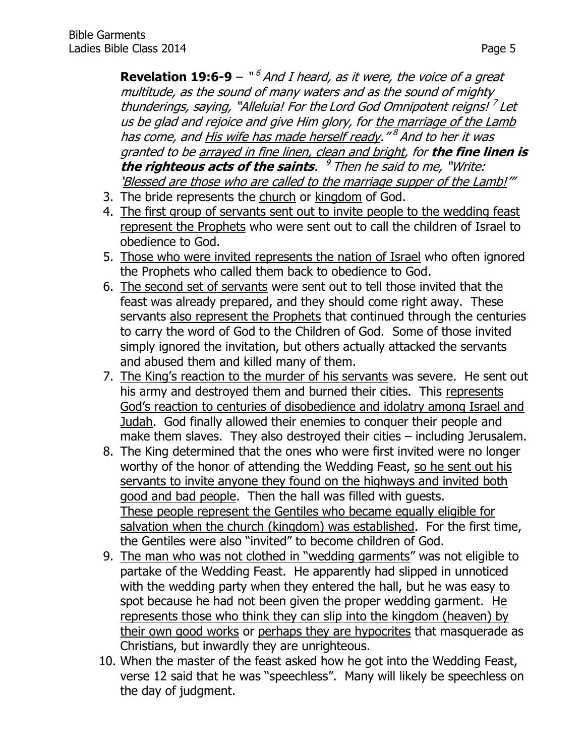**Revelation 19:6-9** – "[6] *And I heard, as it were, the voice of a great multitude, as the sound of many waters and as the sound of mighty thunderings, saying, "Alleluia! For the Lord God Omnipotent reigns!* [7] *Let us be glad and rejoice and give Him glory, for the marriage of the Lamb has come, and His wife has made herself ready."* [8] *And to her it was granted to be arrayed in fine linen, clean and bright, for* ***the fine linen is the righteous acts of the saints****.* [9] *Then he said to me, "Write: 'Blessed are those who are called to the marriage supper of the Lamb!'"*

3. The bride represents the church or kingdom of God.
4. The first group of servants sent out to invite people to the wedding feast represent the Prophets who were sent out to call the children of Israel to obedience to God.
5. Those who were invited represents the nation of Israel who often ignored the Prophets who called them back to obedience to God.
6. The second set of servants were sent out to tell those invited that the feast was already prepared, and they should come right away. These servants also represent the Prophets that continued through the centuries to carry the word of God to the Children of God. Some of those invited simply ignored the invitation, but others actually attacked the servants and abused them and killed many of them.
7. The King's reaction to the murder of his servants was severe. He sent out his army and destroyed them and burned their cities. This represents God's reaction to centuries of disobedience and idolatry among Israel and Judah. God finally allowed their enemies to conquer their people and make them slaves. They also destroyed their cities – including Jerusalem.
8. The King determined that the ones who were first invited were no longer worthy of the honor of attending the Wedding Feast, so he sent out his servants to invite anyone they found on the highways and invited both good and bad people. Then the hall was filled with guests. These people represent the Gentiles who became equally eligible for salvation when the church (kingdom) was established. For the first time, the Gentiles were also "invited" to become children of God.
9. The man who was not clothed in "wedding garments" was not eligible to partake of the Wedding Feast. He apparently had slipped in unnoticed with the wedding party when they entered the hall, but he was easy to spot because he had not been given the proper wedding garment. He represents those who think they can slip into the kingdom (heaven) by their own good works or perhaps they are hypocrites that masquerade as Christians, but inwardly they are unrighteous.
10. When the master of the feast asked how he got into the Wedding Feast, verse 12 said that he was "speechless". Many will likely be speechless on the day of judgment.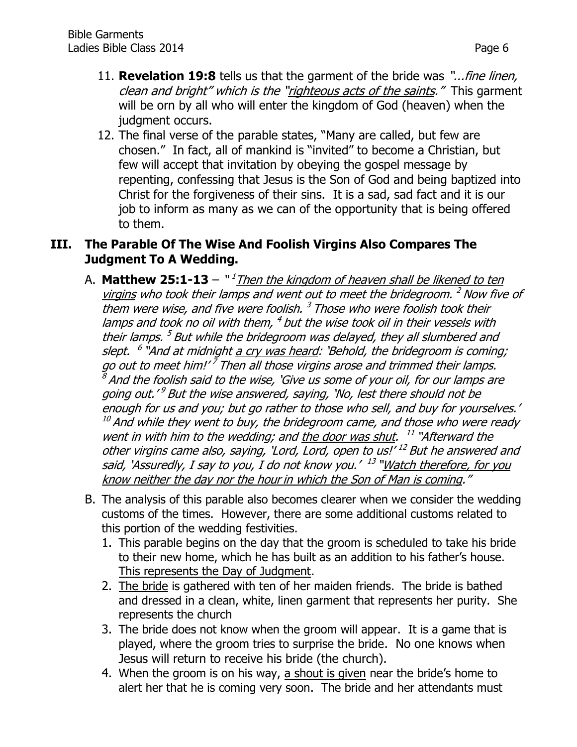11. **Revelation 19:8** tells us that the garment of the bride was *"...fine linen, clean and bright" which is the "righteous acts of the saints."* This garment will be orn by all who will enter the kingdom of God (heaven) when the judgment occurs.
12. The final verse of the parable states, "Many are called, but few are chosen." In fact, all of mankind is "invited" to become a Christian, but few will accept that invitation by obeying the gospel message by repenting, confessing that Jesus is the Son of God and being baptized into Christ for the forgiveness of their sins. It is a sad, sad fact and it is our job to inform as many as we can of the opportunity that is being offered to them.

## III. The Parable Of The Wise And Foolish Virgins Also Compares The Judgment To A Wedding.

A. **Matthew 25:1-13** – *"[1] Then the kingdom of heaven shall be likened to ten virgins who took their lamps and went out to meet the bridegroom. [2] Now five of them were wise, and five were foolish. [3] Those who were foolish took their lamps and took no oil with them, [4] but the wise took oil in their vessels with their lamps. [5] But while the bridegroom was delayed, they all slumbered and slept. [6] "And at midnight a cry was heard: 'Behold, the bridegroom is coming; go out to meet him!' [7] Then all those virgins arose and trimmed their lamps. [8] And the foolish said to the wise, 'Give us some of your oil, for our lamps are going out.' [9] But the wise answered, saying, 'No, lest there should not be enough for us and you; but go rather to those who sell, and buy for yourselves.' [10] And while they went to buy, the bridegroom came, and those who were ready went in with him to the wedding; and the door was shut. [11] "Afterward the other virgins came also, saying, 'Lord, Lord, open to us!' [12] But he answered and said, 'Assuredly, I say to you, I do not know you.' [13] "Watch therefore, for you know neither the day nor the hour in which the Son of Man is coming."*

B. The analysis of this parable also becomes clearer when we consider the wedding customs of the times. However, there are some additional customs related to this portion of the wedding festivities.
   1. This parable begins on the day that the groom is scheduled to take his bride to their new home, which he has built as an addition to his father's house. This represents the Day of Judgment.
   2. The bride is gathered with ten of her maiden friends. The bride is bathed and dressed in a clean, white, linen garment that represents her purity. She represents the church
   3. The bride does not know when the groom will appear. It is a game that is played, where the groom tries to surprise the bride. No one knows when Jesus will return to receive his bride (the church).
   4. When the groom is on his way, a shout is given near the bride's home to alert her that he is coming very soon. The bride and her attendants must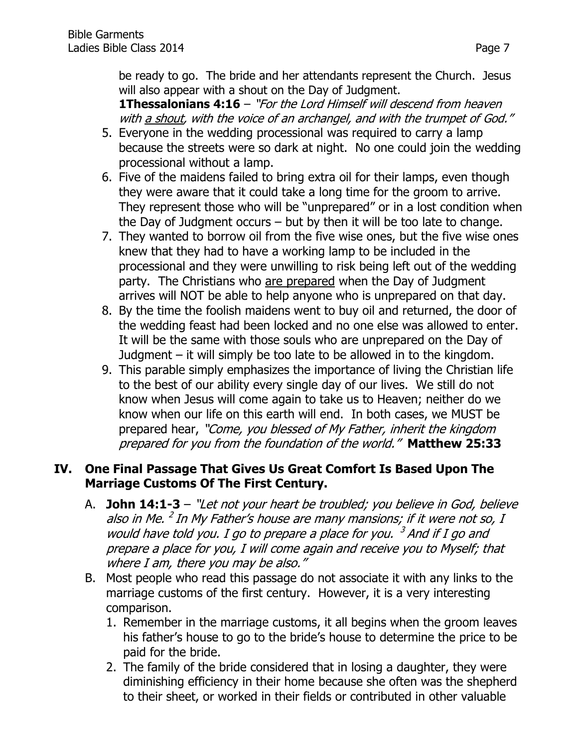be ready to go. The bride and her attendants represent the Church. Jesus will also appear with a shout on the Day of Judgment.
**1Thessalonians 4:16** – *"For the Lord Himself will descend from heaven with a shout, with the voice of an archangel, and with the trumpet of God."*

5. Everyone in the wedding processional was required to carry a lamp because the streets were so dark at night. No one could join the wedding processional without a lamp.
6. Five of the maidens failed to bring extra oil for their lamps, even though they were aware that it could take a long time for the groom to arrive. They represent those who will be "unprepared" or in a lost condition when the Day of Judgment occurs – but by then it will be too late to change.
7. They wanted to borrow oil from the five wise ones, but the five wise ones knew that they had to have a working lamp to be included in the processional and they were unwilling to risk being left out of the wedding party. The Christians who are prepared when the Day of Judgment arrives will NOT be able to help anyone who is unprepared on that day.
8. By the time the foolish maidens went to buy oil and returned, the door of the wedding feast had been locked and no one else was allowed to enter. It will be the same with those souls who are unprepared on the Day of Judgment – it will simply be too late to be allowed in to the kingdom.
9. This parable simply emphasizes the importance of living the Christian life to the best of our ability every single day of our lives. We still do not know when Jesus will come again to take us to Heaven; neither do we know when our life on this earth will end. In both cases, we MUST be prepared hear, *"Come, you blessed of My Father, inherit the kingdom prepared for you from the foundation of the world."* **Matthew 25:33**

## IV. One Final Passage That Gives Us Great Comfort Is Based Upon The Marriage Customs Of The First Century.

A. **John 14:1-3** – *"Let not your heart be troubled; you believe in God, believe also in Me. [2] In My Father's house are many mansions; if it were not so, I would have told you. I go to prepare a place for you. [3] And if I go and prepare a place for you, I will come again and receive you to Myself; that where I am, there you may be also."*

B. Most people who read this passage do not associate it with any links to the marriage customs of the first century. However, it is a very interesting comparison.

1. Remember in the marriage customs, it all begins when the groom leaves his father's house to go to the bride's house to determine the price to be paid for the bride.
2. The family of the bride considered that in losing a daughter, they were diminishing efficiency in their home because she often was the shepherd to their sheet, or worked in their fields or contributed in other valuable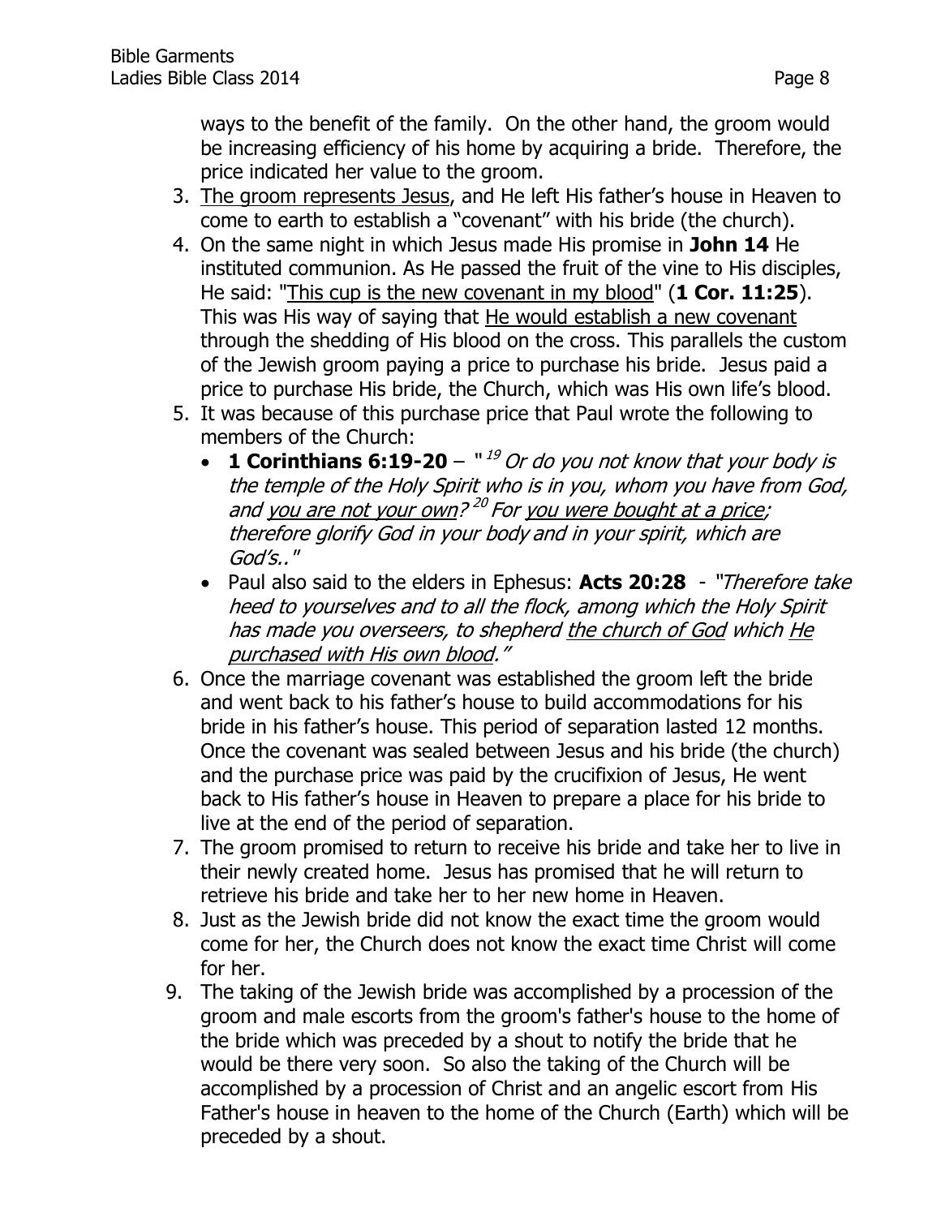ways to the benefit of the family. On the other hand, the groom would be increasing efficiency of his home by acquiring a bride. Therefore, the price indicated her value to the groom.

3. <u>The groom represents Jesus</u>, and He left His father's house in Heaven to come to earth to establish a "covenant" with his bride (the church).
4. On the same night in which Jesus made His promise in **John 14** He instituted communion. As He passed the fruit of the vine to His disciples, He said: "<u>This cup is the new covenant in my blood</u>" (**1 Cor. 11:25**). This was His way of saying that <u>He would establish a new covenant</u> through the shedding of His blood on the cross. This parallels the custom of the Jewish groom paying a price to purchase his bride. Jesus paid a price to purchase His bride, the Church, which was His own life's blood.
5. It was because of this purchase price that Paul wrote the following to members of the Church:
   - **1 Corinthians 6:19-20** – "[19] *Or do you not know that your body is the temple of the Holy Spirit who is in you, whom you have from God, and <u>you are not your own</u>?* [20] *For <u>you were bought at a price</u>; therefore glorify God in your body and in your spirit, which are God's..*"
   - Paul also said to the elders in Ephesus: **Acts 20:28** - "*Therefore take heed to yourselves and to all the flock, among which the Holy Spirit has made you overseers, to shepherd <u>the church of God</u> which <u>He purchased with His own blood</u>.*"
6. Once the marriage covenant was established the groom left the bride and went back to his father's house to build accommodations for his bride in his father's house. This period of separation lasted 12 months. Once the covenant was sealed between Jesus and his bride (the church) and the purchase price was paid by the crucifixion of Jesus, He went back to His father's house in Heaven to prepare a place for his bride to live at the end of the period of separation.
7. The groom promised to return to receive his bride and take her to live in their newly created home. Jesus has promised that he will return to retrieve his bride and take her to her new home in Heaven.
8. Just as the Jewish bride did not know the exact time the groom would come for her, the Church does not know the exact time Christ will come for her.
9. The taking of the Jewish bride was accomplished by a procession of the groom and male escorts from the groom's father's house to the home of the bride which was preceded by a shout to notify the bride that he would be there very soon. So also the taking of the Church will be accomplished by a procession of Christ and an angelic escort from His Father's house in heaven to the home of the Church (Earth) which will be preceded by a shout.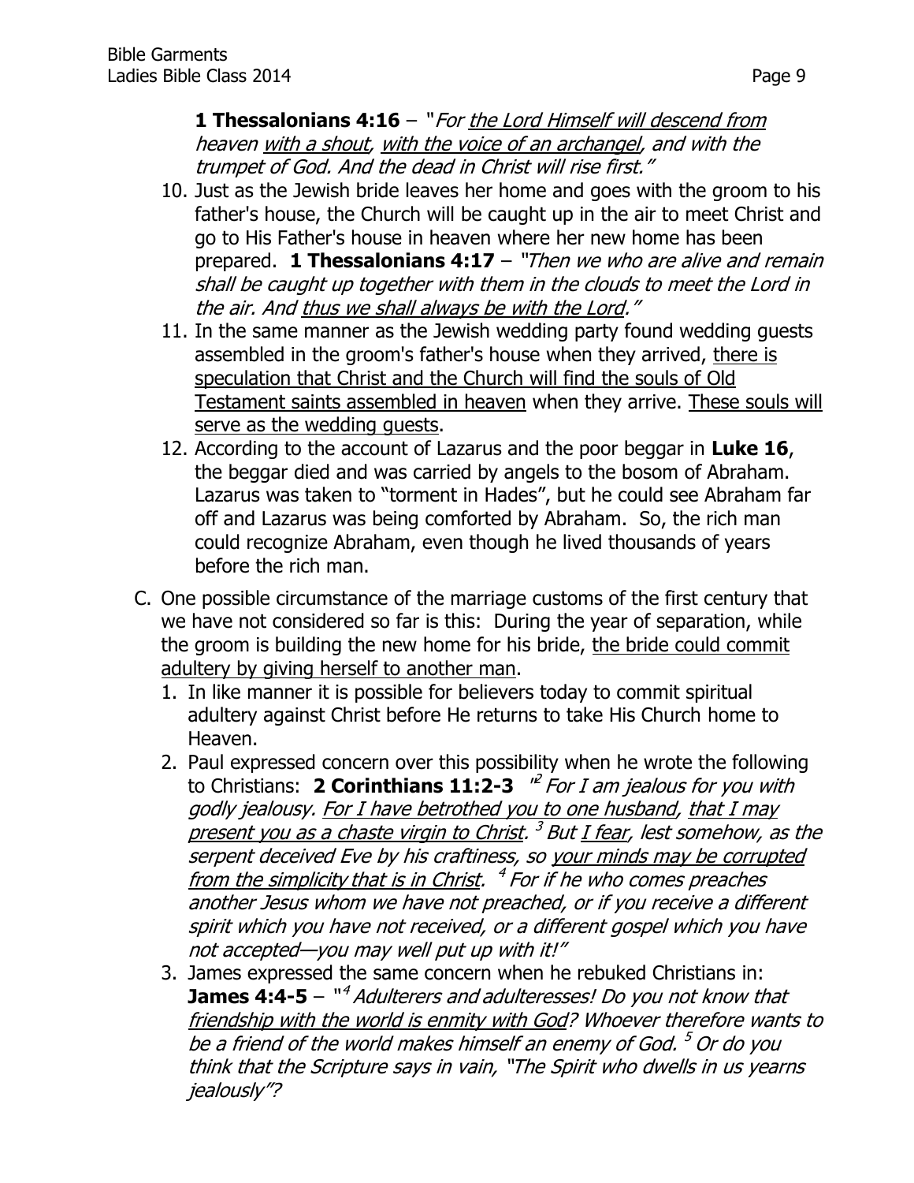**1 Thessalonians 4:16** – "*For <u>the Lord Himself will descend from heaven</u> <u>with a shout</u>, <u>with the voice of an archangel</u>, and with the trumpet of God. And the dead in Christ will rise first.*"

10. Just as the Jewish bride leaves her home and goes with the groom to his father's house, the Church will be caught up in the air to meet Christ and go to His Father's house in heaven where her new home has been prepared. **1 Thessalonians 4:17** – "*Then we who are alive and remain shall be caught up together with them in the clouds to meet the Lord in the air. And <u>thus we shall always be with the Lord</u>.*"
11. In the same manner as the Jewish wedding party found wedding guests assembled in the groom's father's house when they arrived, <u>there is speculation that Christ and the Church will find the souls of Old Testament saints assembled in heaven</u> when they arrive. <u>These souls will serve as the wedding guests</u>.
12. According to the account of Lazarus and the poor beggar in **Luke 16**, the beggar died and was carried by angels to the bosom of Abraham. Lazarus was taken to "torment in Hades", but he could see Abraham far off and Lazarus was being comforted by Abraham. So, the rich man could recognize Abraham, even though he lived thousands of years before the rich man.

C. One possible circumstance of the marriage customs of the first century that we have not considered so far is this: During the year of separation, while the groom is building the new home for his bride, <u>the bride could commit adultery by giving herself to another man</u>.

1. In like manner it is possible for believers today to commit spiritual adultery against Christ before He returns to take His Church home to Heaven.
2. Paul expressed concern over this possibility when he wrote the following to Christians: **2 Corinthians 11:2-3** "[2] *For I am jealous for you with godly jealousy. <u>For I have betrothed you to one husband</u>, <u>that I may present you as a chaste virgin to Christ</u>.* [3] *But <u>I fear</u>, lest somehow, as the serpent deceived Eve by his craftiness, so <u>your minds may be corrupted from the simplicity that is in Christ</u>.* [4] *For if he who comes preaches another Jesus whom we have not preached, or if you receive a different spirit which you have not received, or a different gospel which you have not accepted—you may well put up with it!*"
3. James expressed the same concern when he rebuked Christians in: **James 4:4-5** – "[4] *Adulterers and adulteresses! Do you not know that <u>friendship with the world is enmity with God</u>? Whoever therefore wants to be a friend of the world makes himself an enemy of God.* [5] *Or do you think that the Scripture says in vain, "The Spirit who dwells in us yearns jealously"?*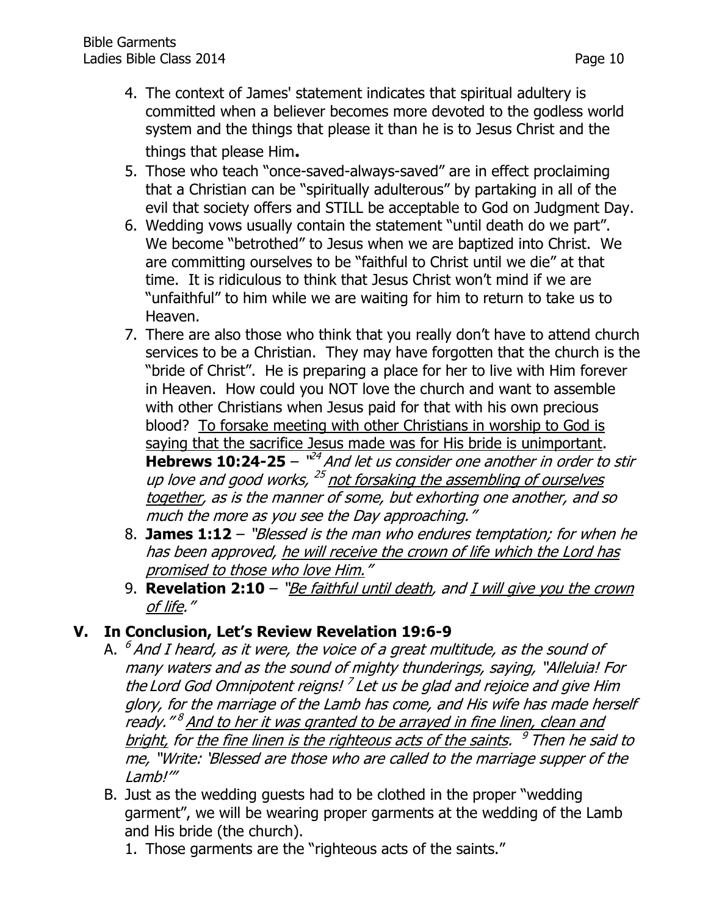4. The context of James' statement indicates that spiritual adultery is committed when a believer becomes more devoted to the godless world system and the things that please it than he is to Jesus Christ and the things that please Him**.**
5. Those who teach "once-saved-always-saved" are in effect proclaiming that a Christian can be "spiritually adulterous" by partaking in all of the evil that society offers and STILL be acceptable to God on Judgment Day.
6. Wedding vows usually contain the statement "until death do we part". We become "betrothed" to Jesus when we are baptized into Christ. We are committing ourselves to be "faithful to Christ until we die" at that time. It is ridiculous to think that Jesus Christ won't mind if we are "unfaithful" to him while we are waiting for him to return to take us to Heaven.
7. There are also those who think that you really don't have to attend church services to be a Christian. They may have forgotten that the church is the "bride of Christ". He is preparing a place for her to live with Him forever in Heaven. How could you NOT love the church and want to assemble with other Christians when Jesus paid for that with his own precious blood? <u>To forsake meeting with other Christians in worship to God is saying that the sacrifice Jesus made was for His bride is unimportant</u>. **Hebrews 10:24-25** – *"[24] And let us consider one another in order to stir up love and good works, [25] <u>not forsaking the assembling of ourselves together</u>, as is the manner of some, but exhorting one another, and so much the more as you see the Day approaching."*
8. **James 1:12** – *"Blessed is the man who endures temptation; for when he has been approved, <u>he will receive the crown of life which the Lord has promised to those who love Him."</u>*
9. **Revelation 2:10** – *"<u>Be faithful until death</u>, and <u>I will give you the crown of life</u>."*

## V. In Conclusion, Let's Review Revelation 19:6-9

A. *[6] And I heard, as it were, the voice of a great multitude, as the sound of many waters and as the sound of mighty thunderings, saying, "Alleluia! For the Lord God Omnipotent reigns! [7] Let us be glad and rejoice and give Him glory, for the marriage of the Lamb has come, and His wife has made herself ready." [8] <u>And to her it was granted to be arrayed in fine linen, clean and bright,</u> for <u>the fine linen is the righteous acts of the saints</u>. [9] Then he said to me, "Write: 'Blessed are those who are called to the marriage supper of the Lamb!'"*

B. Just as the wedding guests had to be clothed in the proper "wedding garment", we will be wearing proper garments at the wedding of the Lamb and His bride (the church).

1. Those garments are the "righteous acts of the saints."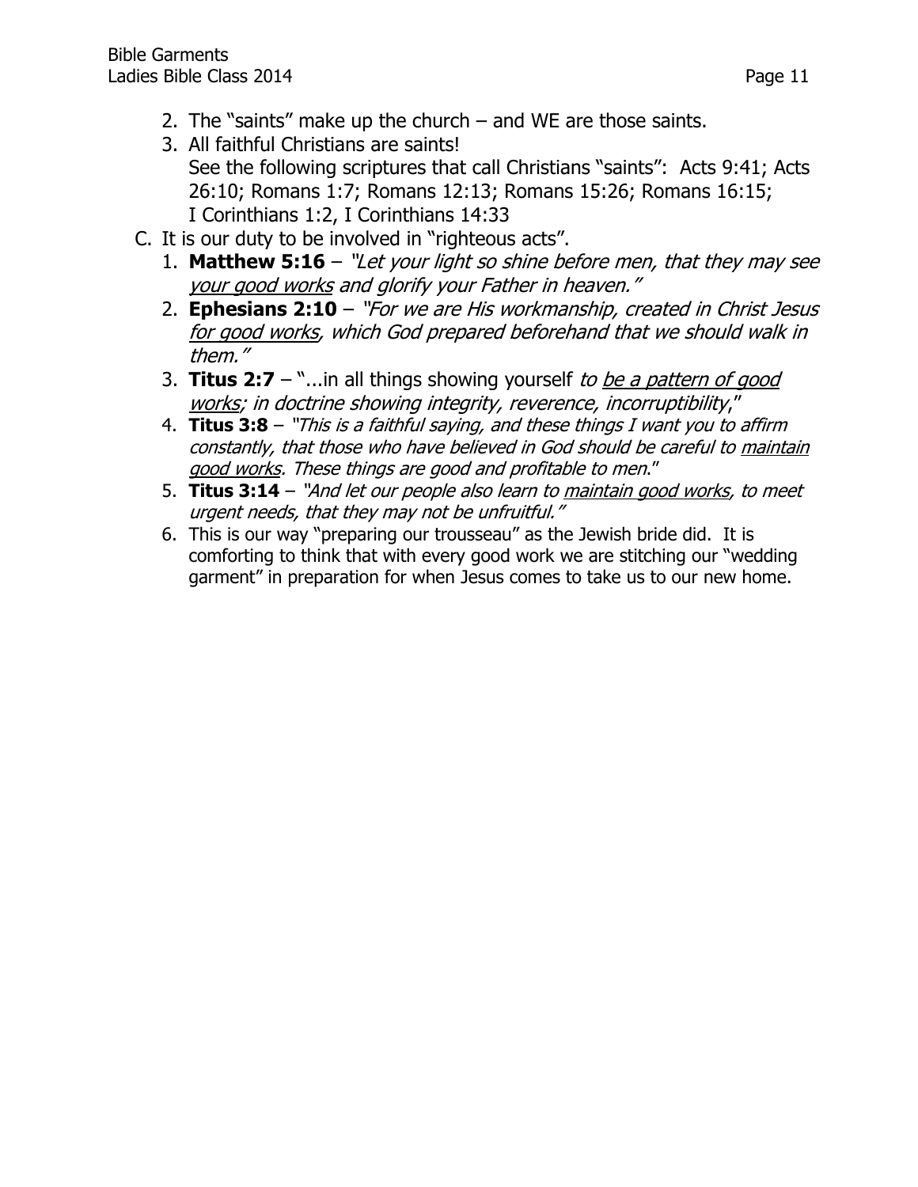2. The "saints" make up the church – and WE are those saints.
3. All faithful Christians are saints!
   See the following scriptures that call Christians "saints": Acts 9:41; Acts 26:10; Romans 1:7; Romans 12:13; Romans 15:26; Romans 16:15; I Corinthians 1:2, I Corinthians 14:33

C. It is our duty to be involved in "righteous acts".
   1. **Matthew 5:16** – *"Let your light so shine before men, that they may see <u>your good works</u> and glorify your Father in heaven."*
   2. **Ephesians 2:10** – *"For we are His workmanship, created in Christ Jesus <u>for good works</u>, which God prepared beforehand that we should walk in them."*
   3. **Titus 2:7** – "...in all things showing yourself *to <u>be a pattern of good works</u>; in doctrine showing integrity, reverence, incorruptibility*,"
   4. **Titus 3:8** – *"This is a faithful saying, and these things I want you to affirm constantly, that those who have believed in God should be careful to <u>maintain good works</u>. These things are good and profitable to men*."
   5. **Titus 3:14** – *"And let our people also learn to <u>maintain good works</u>, to meet urgent needs, that they may not be unfruitful."*
   6. This is our way "preparing our trousseau" as the Jewish bride did. It is comforting to think that with every good work we are stitching our "wedding garment" in preparation for when Jesus comes to take us to our new home.